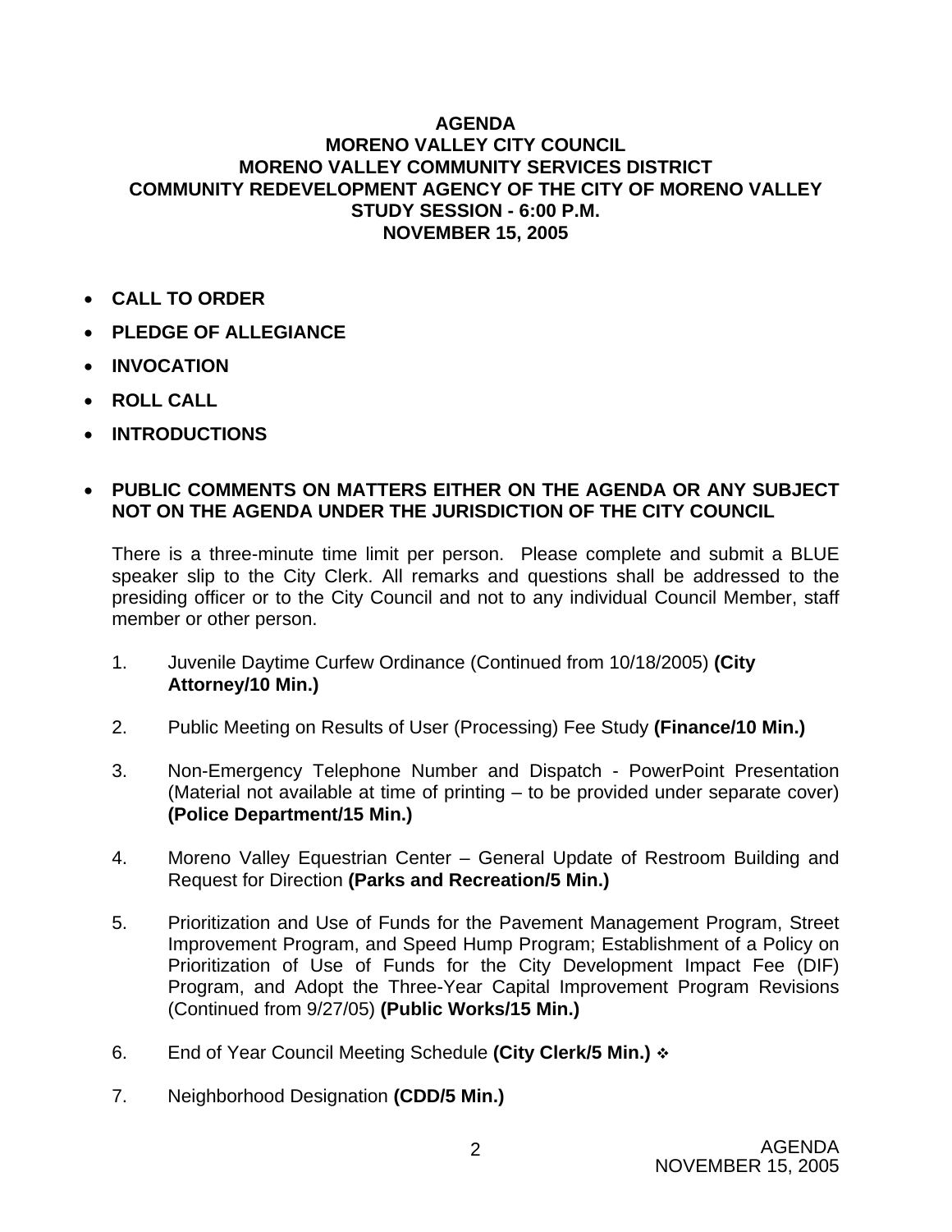# AGENDA
## MORENO VALLEY CITY COUNCIL
## MORENO VALLEY COMMUNITY SERVICES DISTRICT
## COMMUNITY REDEVELOPMENT AGENCY OF THE CITY OF MORENO VALLEY
## STUDY SESSION - 6:00 P.M.
## NOVEMBER 15, 2005

- **CALL TO ORDER**
- **PLEDGE OF ALLEGIANCE**
- **INVOCATION**
- **ROLL CALL**
- **INTRODUCTIONS**
- **PUBLIC COMMENTS ON MATTERS EITHER ON THE AGENDA OR ANY SUBJECT NOT ON THE AGENDA UNDER THE JURISDICTION OF THE CITY COUNCIL**

  There is a three-minute time limit per person. Please complete and submit a BLUE speaker slip to the City Clerk. All remarks and questions shall be addressed to the presiding officer or to the City Council and not to any individual Council Member, staff member or other person.

1. Juvenile Daytime Curfew Ordinance (Continued from 10/18/2005) **(City Attorney/10 Min.)**

2. Public Meeting on Results of User (Processing) Fee Study **(Finance/10 Min.)**

3. Non-Emergency Telephone Number and Dispatch - PowerPoint Presentation (Material not available at time of printing – to be provided under separate cover) **(Police Department/15 Min.)**

4. Moreno Valley Equestrian Center – General Update of Restroom Building and Request for Direction **(Parks and Recreation/5 Min.)**

5. Prioritization and Use of Funds for the Pavement Management Program, Street Improvement Program, and Speed Hump Program; Establishment of a Policy on Prioritization of Use of Funds for the City Development Impact Fee (DIF) Program, and Adopt the Three-Year Capital Improvement Program Revisions (Continued from 9/27/05) **(Public Works/15 Min.)**

6. End of Year Council Meeting Schedule **(City Clerk/5 Min.)** ❖

7. Neighborhood Designation **(CDD/5 Min.)**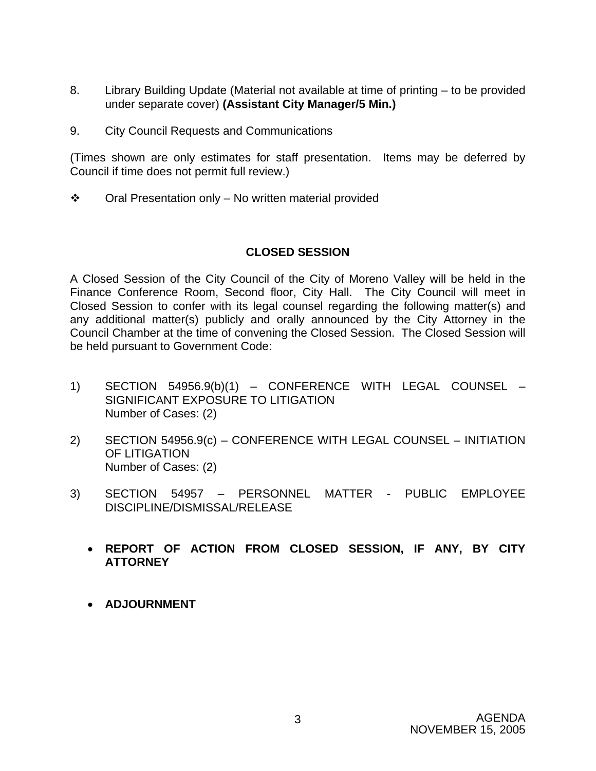8. Library Building Update (Material not available at time of printing – to be provided under separate cover) **(Assistant City Manager/5 Min.)**

9. City Council Requests and Communications

(Times shown are only estimates for staff presentation. Items may be deferred by Council if time does not permit full review.)

❖ Oral Presentation only – No written material provided

## CLOSED SESSION

A Closed Session of the City Council of the City of Moreno Valley will be held in the Finance Conference Room, Second floor, City Hall. The City Council will meet in Closed Session to confer with its legal counsel regarding the following matter(s) and any additional matter(s) publicly and orally announced by the City Attorney in the Council Chamber at the time of convening the Closed Session. The Closed Session will be held pursuant to Government Code:

1) SECTION 54956.9(b)(1) – CONFERENCE WITH LEGAL COUNSEL – SIGNIFICANT EXPOSURE TO LITIGATION
Number of Cases: (2)

2) SECTION 54956.9(c) – CONFERENCE WITH LEGAL COUNSEL – INITIATION OF LITIGATION
Number of Cases: (2)

3) SECTION 54957 – PERSONNEL MATTER - PUBLIC EMPLOYEE DISCIPLINE/DISMISSAL/RELEASE

- **REPORT OF ACTION FROM CLOSED SESSION, IF ANY, BY CITY ATTORNEY**

- **ADJOURNMENT**